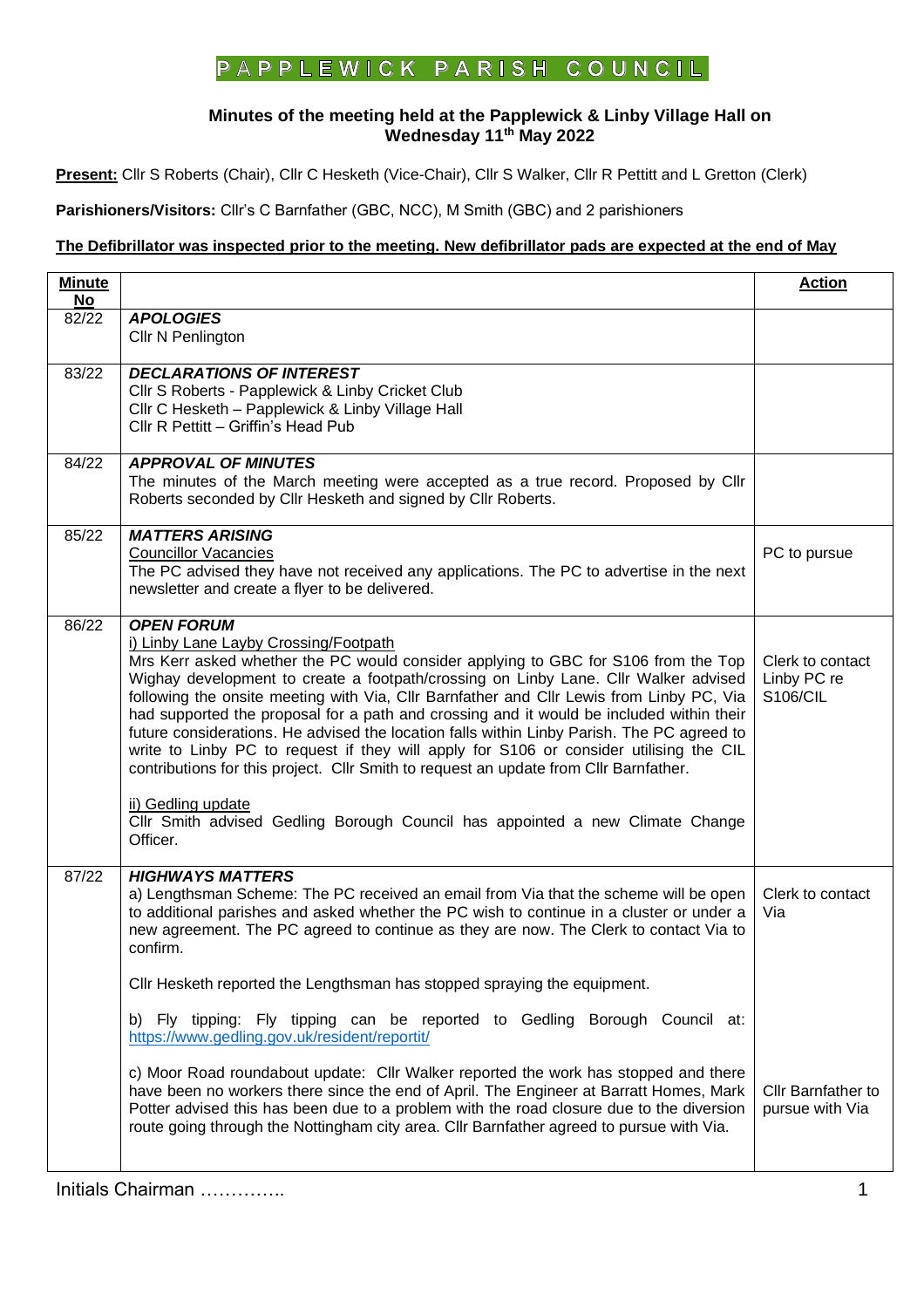# PAPPLEWICK PARISH COUNCIL

**Minutes of the meeting held at the Papplewick & Linby Village Hall on Wednesday 11th May 2022**

**Present:** Cllr S Roberts (Chair), Cllr C Hesketh (Vice-Chair), Cllr S Walker, Cllr R Pettitt and L Gretton (Clerk)

**Parishioners/Visitors:** Cllr's C Barnfather (GBC, NCC), M Smith (GBC) and 2 parishioners

**The Defibrillator was inspected prior to the meeting. New defibrillator pads are expected at the end of May**

| Minute No | | Action |
|---|---|---|
| 82/22 | ***APOLOGIES***<br>Cllr N Penlington | |
| 83/22 | ***DECLARATIONS OF INTEREST***<br>Cllr S Roberts - Papplewick & Linby Cricket Club<br>Cllr C Hesketh – Papplewick & Linby Village Hall<br>Cllr R Pettitt – Griffin's Head Pub | |
| 84/22 | ***APPROVAL OF MINUTES***<br>The minutes of the March meeting were accepted as a true record. Proposed by Cllr Roberts seconded by Cllr Hesketh and signed by Cllr Roberts. | |
| 85/22 | ***MATTERS ARISING***<br>Councillor Vacancies<br>The PC advised they have not received any applications. The PC to advertise in the next newsletter and create a flyer to be delivered. | PC to pursue |
| 86/22 | ***OPEN FORUM***<br>i) Linby Lane Layby Crossing/Footpath<br>Mrs Kerr asked whether the PC would consider applying to GBC for S106 from the Top Wighay development to create a footpath/crossing on Linby Lane. Cllr Walker advised following the onsite meeting with Via, Cllr Barnfather and Cllr Lewis from Linby PC, Via had supported the proposal for a path and crossing and it would be included within their future considerations. He advised the location falls within Linby Parish. The PC agreed to write to Linby PC to request if they will apply for S106 or consider utilising the CIL contributions for this project. Cllr Smith to request an update from Cllr Barnfather.<br><br>ii) Gedling update<br>Cllr Smith advised Gedling Borough Council has appointed a new Climate Change Officer. | Clerk to contact Linby PC re S106/CIL |
| 87/22 | ***HIGHWAYS MATTERS***<br>a) Lengthsman Scheme: The PC received an email from Via that the scheme will be open to additional parishes and asked whether the PC wish to continue in a cluster or under a new agreement. The PC agreed to continue as they are now. The Clerk to contact Via to confirm.<br><br>Cllr Hesketh reported the Lengthsman has stopped spraying the equipment.<br><br>b) Fly tipping: Fly tipping can be reported to Gedling Borough Council at: https://www.gedling.gov.uk/resident/reportit/<br><br>c) Moor Road roundabout update: Cllr Walker reported the work has stopped and there have been no workers there since the end of April. The Engineer at Barratt Homes, Mark Potter advised this has been due to a problem with the road closure due to the diversion route going through the Nottingham city area. Cllr Barnfather agreed to pursue with Via. | Clerk to contact Via<br><br><br><br><br><br>Cllr Barnfather to pursue with Via |

Initials Chairman …………..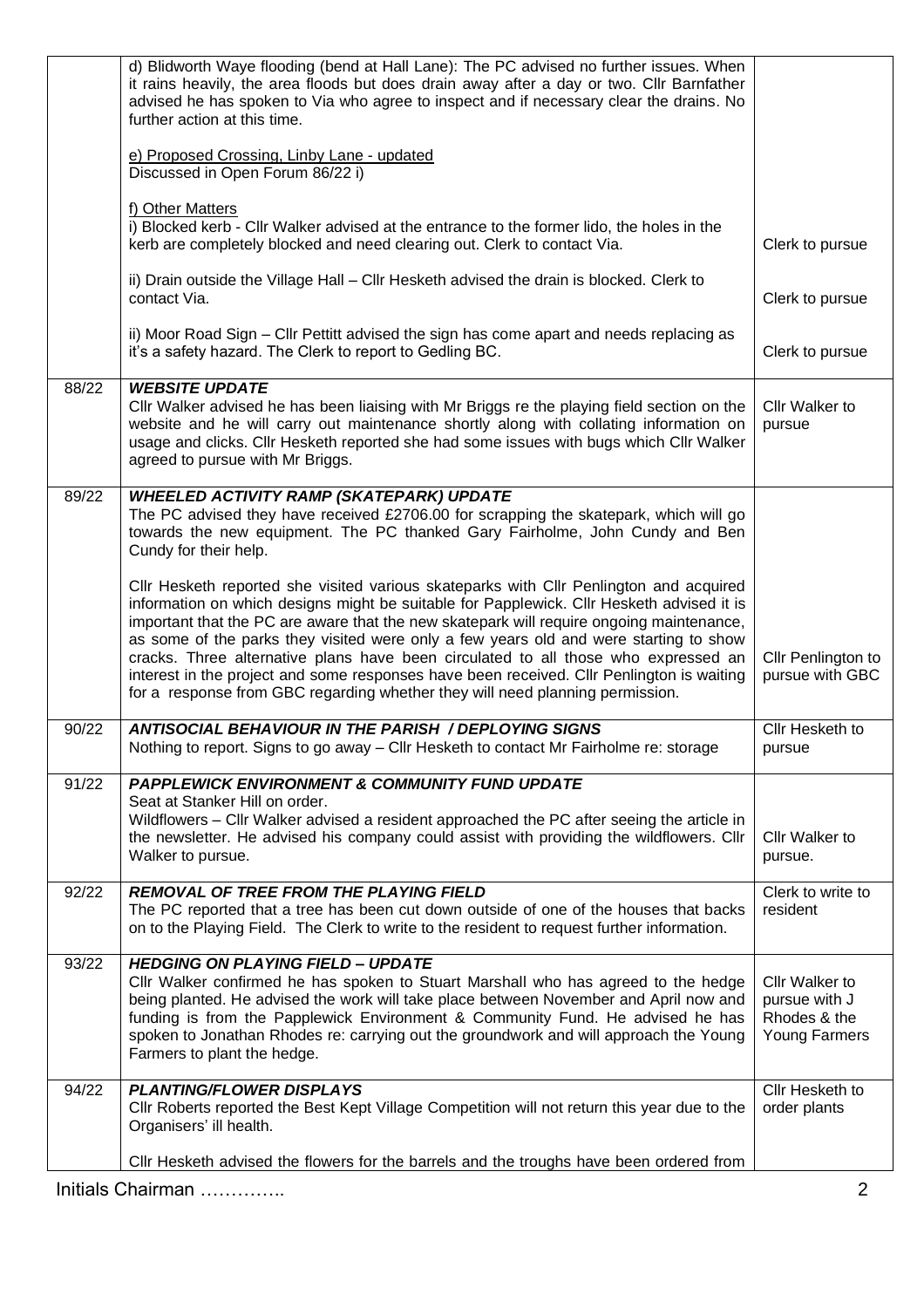| | | |
|---|---|---|
| | d) Blidworth Waye flooding (bend at Hall Lane): The PC advised no further issues. When it rains heavily, the area floods but does drain away after a day or two. Cllr Barnfather advised he has spoken to Via who agree to inspect and if necessary clear the drains. No further action at this time.<br><br><u>e) Proposed Crossing, Linby Lane - updated</u><br>Discussed in Open Forum 86/22 i)<br><br><u>f) Other Matters</u><br>i) Blocked kerb - Cllr Walker advised at the entrance to the former lido, the holes in the kerb are completely blocked and need clearing out. Clerk to contact Via.<br><br>ii) Drain outside the Village Hall – Cllr Hesketh advised the drain is blocked. Clerk to contact Via.<br><br>ii) Moor Road Sign – Cllr Pettitt advised the sign has come apart and needs replacing as it's a safety hazard. The Clerk to report to Gedling BC. | <br><br><br><br><br><br><br><br>Clerk to pursue<br><br>Clerk to pursue<br><br>Clerk to pursue |
| 88/22 | ***WEBSITE UPDATE***<br>Cllr Walker advised he has been liaising with Mr Briggs re the playing field section on the website and he will carry out maintenance shortly along with collating information on usage and clicks. Cllr Hesketh reported she had some issues with bugs which Cllr Walker agreed to pursue with Mr Briggs. | Cllr Walker to pursue |
| 89/22 | ***WHEELED ACTIVITY RAMP (SKATEPARK) UPDATE***<br>The PC advised they have received £2706.00 for scrapping the skatepark, which will go towards the new equipment. The PC thanked Gary Fairholme, John Cundy and Ben Cundy for their help.<br><br>Cllr Hesketh reported she visited various skateparks with Cllr Penlington and acquired information on which designs might be suitable for Papplewick. Cllr Hesketh advised it is important that the PC are aware that the new skatepark will require ongoing maintenance, as some of the parks they visited were only a few years old and were starting to show cracks. Three alternative plans have been circulated to all those who expressed an interest in the project and some responses have been received. Cllr Penlington is waiting for a response from GBC regarding whether they will need planning permission. | Cllr Penlington to pursue with GBC |
| 90/22 | ***ANTISOCIAL BEHAVIOUR IN THE PARISH / DEPLOYING SIGNS***<br>Nothing to report. Signs to go away – Cllr Hesketh to contact Mr Fairholme re: storage | Cllr Hesketh to pursue |
| 91/22 | ***PAPPLEWICK ENVIRONMENT & COMMUNITY FUND UPDATE***<br>Seat at Stanker Hill on order.<br>Wildflowers – Cllr Walker advised a resident approached the PC after seeing the article in the newsletter. He advised his company could assist with providing the wildflowers. Cllr Walker to pursue. | Cllr Walker to pursue. |
| 92/22 | ***REMOVAL OF TREE FROM THE PLAYING FIELD***<br>The PC reported that a tree has been cut down outside of one of the houses that backs on to the Playing Field. The Clerk to write to the resident to request further information. | Clerk to write to resident |
| 93/22 | ***HEDGING ON PLAYING FIELD – UPDATE***<br>Cllr Walker confirmed he has spoken to Stuart Marshall who has agreed to the hedge being planted. He advised the work will take place between November and April now and funding is from the Papplewick Environment & Community Fund. He advised he has spoken to Jonathan Rhodes re: carrying out the groundwork and will approach the Young Farmers to plant the hedge. | Cllr Walker to pursue with J Rhodes & the Young Farmers |
| 94/22 | ***PLANTING/FLOWER DISPLAYS***<br>Cllr Roberts reported the Best Kept Village Competition will not return this year due to the Organisers' ill health.<br><br>Cllr Hesketh advised the flowers for the barrels and the troughs have been ordered from | Cllr Hesketh to order plants |

Initials Chairman …………..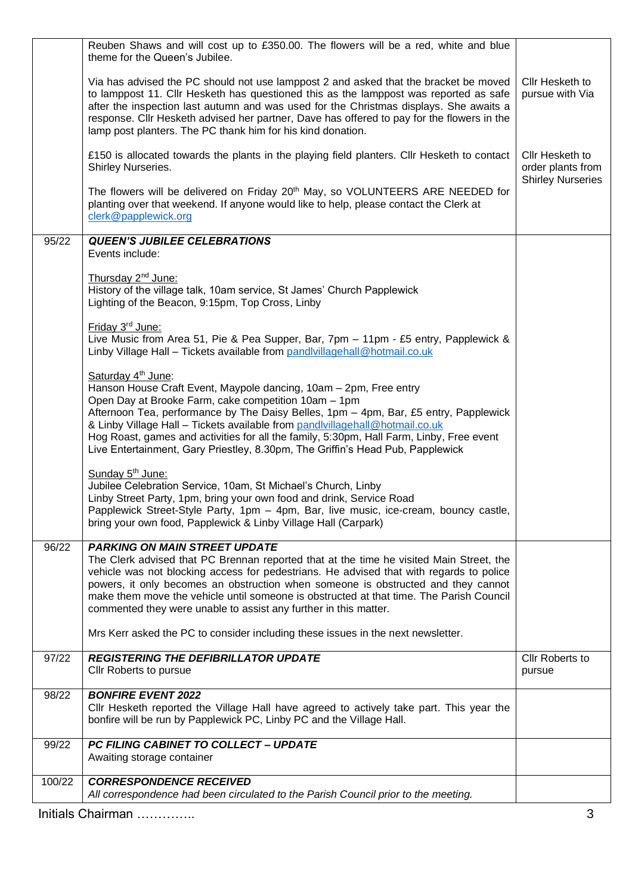| | | |
|---|---|---|
| | Reuben Shaws and will cost up to £350.00. The flowers will be a red, white and blue theme for the Queen's Jubilee.<br><br>Via has advised the PC should not use lamppost 2 and asked that the bracket be moved to lamppost 11. Cllr Hesketh has questioned this as the lamppost was reported as safe after the inspection last autumn and was used for the Christmas displays. She awaits a response. Cllr Hesketh advised her partner, Dave has offered to pay for the flowers in the lamp post planters. The PC thank him for his kind donation.<br><br>£150 is allocated towards the plants in the playing field planters. Cllr Hesketh to contact Shirley Nurseries.<br><br>The flowers will be delivered on Friday 20th May, so VOLUNTEERS ARE NEEDED for planting over that weekend. If anyone would like to help, please contact the Clerk at clerk@papplewick.org | Cllr Hesketh to pursue with Via<br><br>Cllr Hesketh to order plants from Shirley Nurseries |
| 95/22 | ***QUEEN'S JUBILEE CELEBRATIONS***<br>Events include:<br><br><u>Thursday 2nd June:</u><br>History of the village talk, 10am service, St James' Church Papplewick<br>Lighting of the Beacon, 9:15pm, Top Cross, Linby<br><br><u>Friday 3rd June:</u><br>Live Music from Area 51, Pie & Pea Supper, Bar, 7pm – 11pm - £5 entry, Papplewick & Linby Village Hall – Tickets available from pandlvillagehall@hotmail.co.uk<br><br><u>Saturday 4th June</u>:<br>Hanson House Craft Event, Maypole dancing, 10am – 2pm, Free entry<br>Open Day at Brooke Farm, cake competition 10am – 1pm<br>Afternoon Tea, performance by The Daisy Belles, 1pm – 4pm, Bar, £5 entry, Papplewick & Linby Village Hall – Tickets available from pandlvillagehall@hotmail.co.uk<br>Hog Roast, games and activities for all the family, 5:30pm, Hall Farm, Linby, Free event<br>Live Entertainment, Gary Priestley, 8.30pm, The Griffin's Head Pub, Papplewick<br><br><u>Sunday 5th June:</u><br>Jubilee Celebration Service, 10am, St Michael's Church, Linby<br>Linby Street Party, 1pm, bring your own food and drink, Service Road<br>Papplewick Street-Style Party, 1pm – 4pm, Bar, live music, ice-cream, bouncy castle, bring your own food, Papplewick & Linby Village Hall (Carpark) | |
| 96/22 | ***PARKING ON MAIN STREET UPDATE***<br>The Clerk advised that PC Brennan reported that at the time he visited Main Street, the vehicle was not blocking access for pedestrians. He advised that with regards to police powers, it only becomes an obstruction when someone is obstructed and they cannot make them move the vehicle until someone is obstructed at that time. The Parish Council commented they were unable to assist any further in this matter.<br><br>Mrs Kerr asked the PC to consider including these issues in the next newsletter. | |
| 97/22 | ***REGISTERING THE DEFIBRILLATOR UPDATE***<br>Cllr Roberts to pursue | Cllr Roberts to pursue |
| 98/22 | ***BONFIRE EVENT 2022***<br>Cllr Hesketh reported the Village Hall have agreed to actively take part. This year the bonfire will be run by Papplewick PC, Linby PC and the Village Hall. | |
| 99/22 | ***PC FILING CABINET TO COLLECT – UPDATE***<br>Awaiting storage container | |
| 100/22 | ***CORRESPONDENCE RECEIVED***<br>*All correspondence had been circulated to the Parish Council prior to the meeting.* | |

Initials Chairman …………..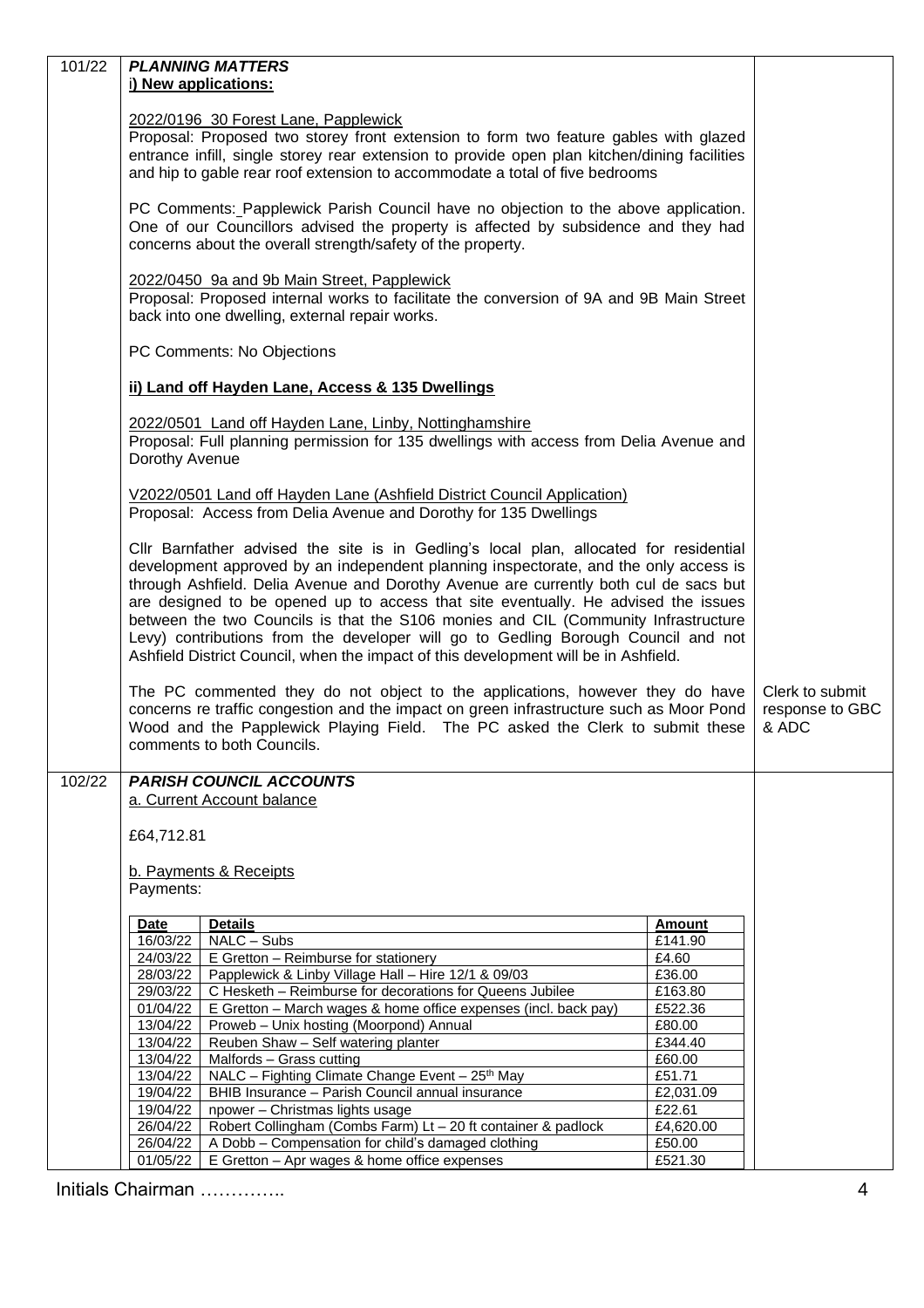| | | |
|---|---|---|
| 101/22 | ***PLANNING MATTERS*** | |

**i) New applications:**

2022/0196 30 Forest Lane, Papplewick
Proposal: Proposed two storey front extension to form two feature gables with glazed entrance infill, single storey rear extension to provide open plan kitchen/dining facilities and hip to gable rear roof extension to accommodate a total of five bedrooms

PC Comments: Papplewick Parish Council have no objection to the above application. One of our Councillors advised the property is affected by subsidence and they had concerns about the overall strength/safety of the property.

2022/0450 9a and 9b Main Street, Papplewick
Proposal: Proposed internal works to facilitate the conversion of 9A and 9B Main Street back into one dwelling, external repair works.

PC Comments: No Objections

**ii) Land off Hayden Lane, Access & 135 Dwellings**

2022/0501 Land off Hayden Lane, Linby, Nottinghamshire
Proposal: Full planning permission for 135 dwellings with access from Delia Avenue and Dorothy Avenue

V2022/0501 Land off Hayden Lane (Ashfield District Council Application)
Proposal: Access from Delia Avenue and Dorothy for 135 Dwellings

Cllr Barnfather advised the site is in Gedling's local plan, allocated for residential development approved by an independent planning inspectorate, and the only access is through Ashfield. Delia Avenue and Dorothy Avenue are currently both cul de sacs but are designed to be opened up to access that site eventually. He advised the issues between the two Councils is that the S106 monies and CIL (Community Infrastructure Levy) contributions from the developer will go to Gedling Borough Council and not Ashfield District Council, when the impact of this development will be in Ashfield.

The PC commented they do not object to the applications, however they do have concerns re traffic congestion and the impact on green infrastructure such as Moor Pond Wood and the Papplewick Playing Field. The PC asked the Clerk to submit these comments to both Councils. — *Clerk to submit response to GBC & ADC*

| | | |
|---|---|---|
| 102/22 | ***PARISH COUNCIL ACCOUNTS*** | |

a. Current Account balance

£64,712.81

b. Payments & Receipts
Payments:

| Date | Details | Amount |
|---|---|---|
| 16/03/22 | NALC – Subs | £141.90 |
| 24/03/22 | E Gretton – Reimburse for stationery | £4.60 |
| 28/03/22 | Papplewick & Linby Village Hall – Hire 12/1 & 09/03 | £36.00 |
| 29/03/22 | C Hesketh – Reimburse for decorations for Queens Jubilee | £163.80 |
| 01/04/22 | E Gretton – March wages & home office expenses (incl. back pay) | £522.36 |
| 13/04/22 | Proweb – Unix hosting (Moorpond) Annual | £80.00 |
| 13/04/22 | Reuben Shaw – Self watering planter | £344.40 |
| 13/04/22 | Malfords – Grass cutting | £60.00 |
| 13/04/22 | NALC – Fighting Climate Change Event – 25th May | £51.71 |
| 19/04/22 | BHIB Insurance – Parish Council annual insurance | £2,031.09 |
| 19/04/22 | npower – Christmas lights usage | £22.61 |
| 26/04/22 | Robert Collingham (Combs Farm) Lt – 20 ft container & padlock | £4,620.00 |
| 26/04/22 | A Dobb – Compensation for child's damaged clothing | £50.00 |
| 01/05/22 | E Gretton – Apr wages & home office expenses | £521.30 |

Initials Chairman …………..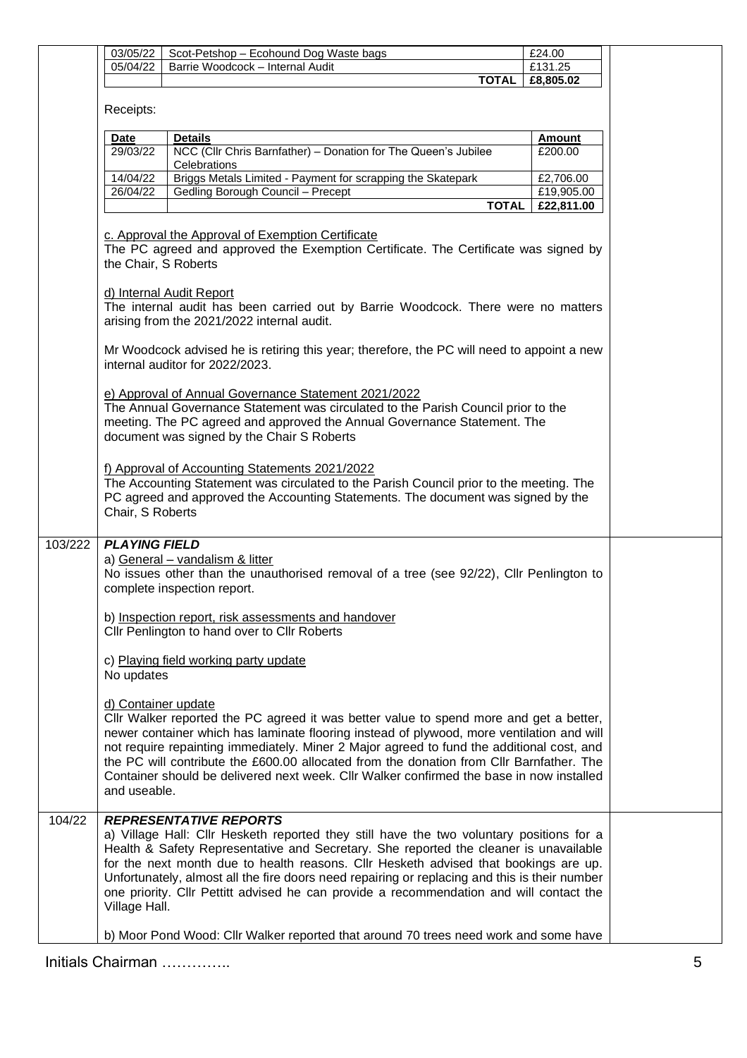| | | |
|---|---|---|
| 03/05/22 | Scot-Petshop – Ecohound Dog Waste bags | £24.00 |
| 05/04/22 | Barrie Woodcock – Internal Audit | £131.25 |
| | **TOTAL** | **£8,805.02** |

Receipts:

| Date | Details | Amount |
|---|---|---|
| 29/03/22 | NCC (Cllr Chris Barnfather) – Donation for The Queen's Jubilee Celebrations | £200.00 |
| 14/04/22 | Briggs Metals Limited - Payment for scrapping the Skatepark | £2,706.00 |
| 26/04/22 | Gedling Borough Council – Precept | £19,905.00 |
| | **TOTAL** | **£22,811.00** |

c. Approval the Approval of Exemption Certificate
The PC agreed and approved the Exemption Certificate. The Certificate was signed by the Chair, S Roberts

d) Internal Audit Report
The internal audit has been carried out by Barrie Woodcock. There were no matters arising from the 2021/2022 internal audit.

Mr Woodcock advised he is retiring this year; therefore, the PC will need to appoint a new internal auditor for 2022/2023.

e) Approval of Annual Governance Statement 2021/2022
The Annual Governance Statement was circulated to the Parish Council prior to the meeting. The PC agreed and approved the Annual Governance Statement. The document was signed by the Chair S Roberts

f) Approval of Accounting Statements 2021/2022
The Accounting Statement was circulated to the Parish Council prior to the meeting. The PC agreed and approved the Accounting Statements. The document was signed by the Chair, S Roberts

**103/222** ***PLAYING FIELD***

a) General – vandalism & litter
No issues other than the unauthorised removal of a tree (see 92/22), Cllr Penlington to complete inspection report.

b) Inspection report, risk assessments and handover
Cllr Penlington to hand over to Cllr Roberts

c) Playing field working party update
No updates

d) Container update
Cllr Walker reported the PC agreed it was better value to spend more and get a better, newer container which has laminate flooring instead of plywood, more ventilation and will not require repainting immediately. Miner 2 Major agreed to fund the additional cost, and the PC will contribute the £600.00 allocated from the donation from Cllr Barnfather. The Container should be delivered next week. Cllr Walker confirmed the base in now installed and useable.

**104/22** ***REPRESENTATIVE REPORTS***

a) Village Hall: Cllr Hesketh reported they still have the two voluntary positions for a Health & Safety Representative and Secretary. She reported the cleaner is unavailable for the next month due to health reasons. Cllr Hesketh advised that bookings are up. Unfortunately, almost all the fire doors need repairing or replacing and this is their number one priority. Cllr Pettitt advised he can provide a recommendation and will contact the Village Hall.

b) Moor Pond Wood: Cllr Walker reported that around 70 trees need work and some have

Initials Chairman …………..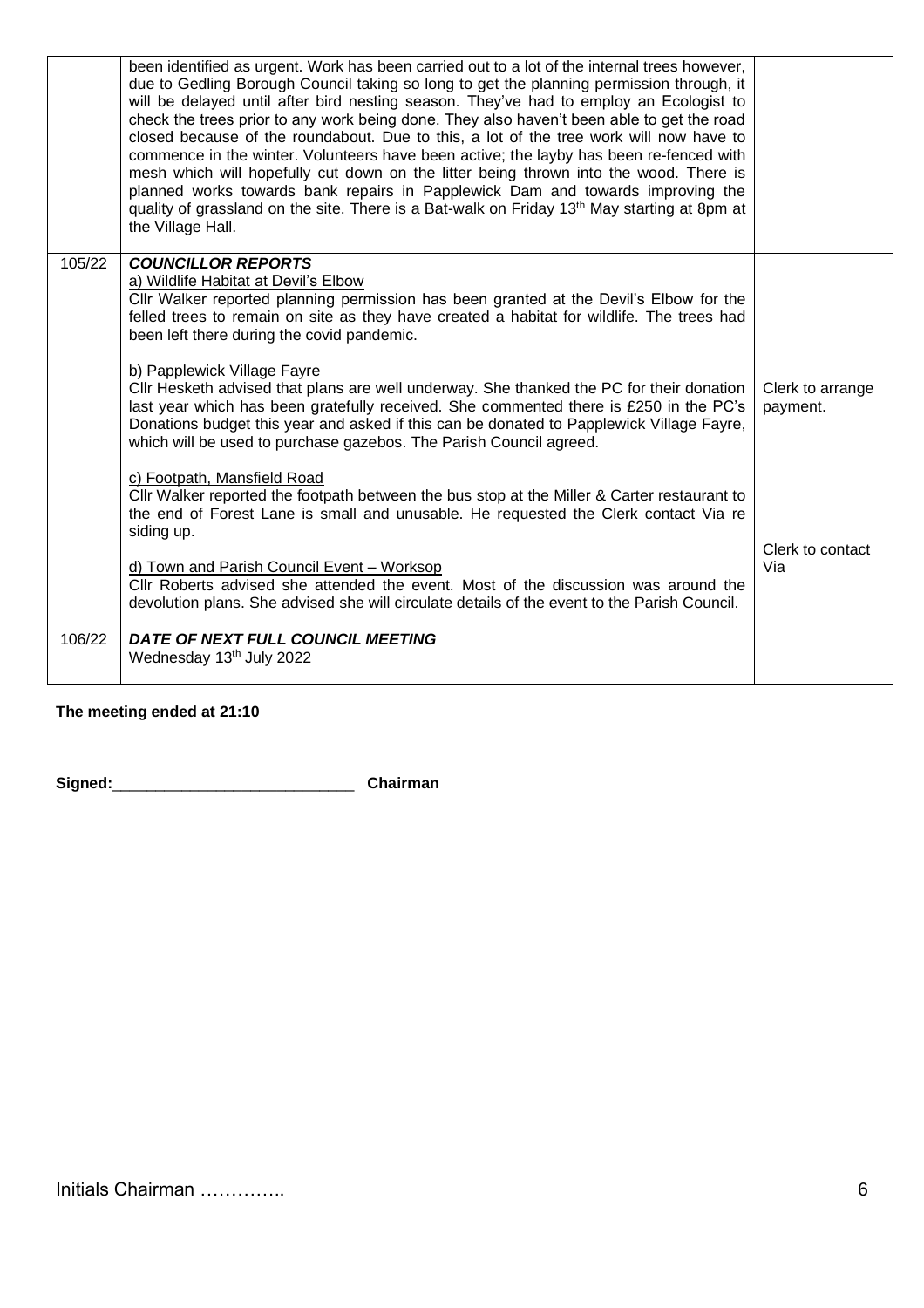| | | |
|---|---|---|
| | been identified as urgent. Work has been carried out to a lot of the internal trees however, due to Gedling Borough Council taking so long to get the planning permission through, it will be delayed until after bird nesting season. They've had to employ an Ecologist to check the trees prior to any work being done. They also haven't been able to get the road closed because of the roundabout. Due to this, a lot of the tree work will now have to commence in the winter. Volunteers have been active; the layby has been re-fenced with mesh which will hopefully cut down on the litter being thrown into the wood. There is planned works towards bank repairs in Papplewick Dam and towards improving the quality of grassland on the site. There is a Bat-walk on Friday 13th May starting at 8pm at the Village Hall. | |
| 105/22 | ***COUNCILLOR REPORTS***<br>a) Wildlife Habitat at Devil's Elbow<br>Cllr Walker reported planning permission has been granted at the Devil's Elbow for the felled trees to remain on site as they have created a habitat for wildlife. The trees had been left there during the covid pandemic.<br><br>b) Papplewick Village Fayre<br>Cllr Hesketh advised that plans are well underway. She thanked the PC for their donation last year which has been gratefully received. She commented there is £250 in the PC's Donations budget this year and asked if this can be donated to Papplewick Village Fayre, which will be used to purchase gazebos. The Parish Council agreed.<br><br>c) Footpath, Mansfield Road<br>Cllr Walker reported the footpath between the bus stop at the Miller & Carter restaurant to the end of Forest Lane is small and unusable. He requested the Clerk contact Via re siding up.<br><br>d) Town and Parish Council Event – Worksop<br>Cllr Roberts advised she attended the event. Most of the discussion was around the devolution plans. She advised she will circulate details of the event to the Parish Council. | Clerk to arrange payment.<br><br>Clerk to contact Via |
| 106/22 | ***DATE OF NEXT FULL COUNCIL MEETING***<br>Wednesday 13th July 2022 | |

**The meeting ended at 21:10**

**Signed:**____________________________ **Chairman**

Initials Chairman …………..